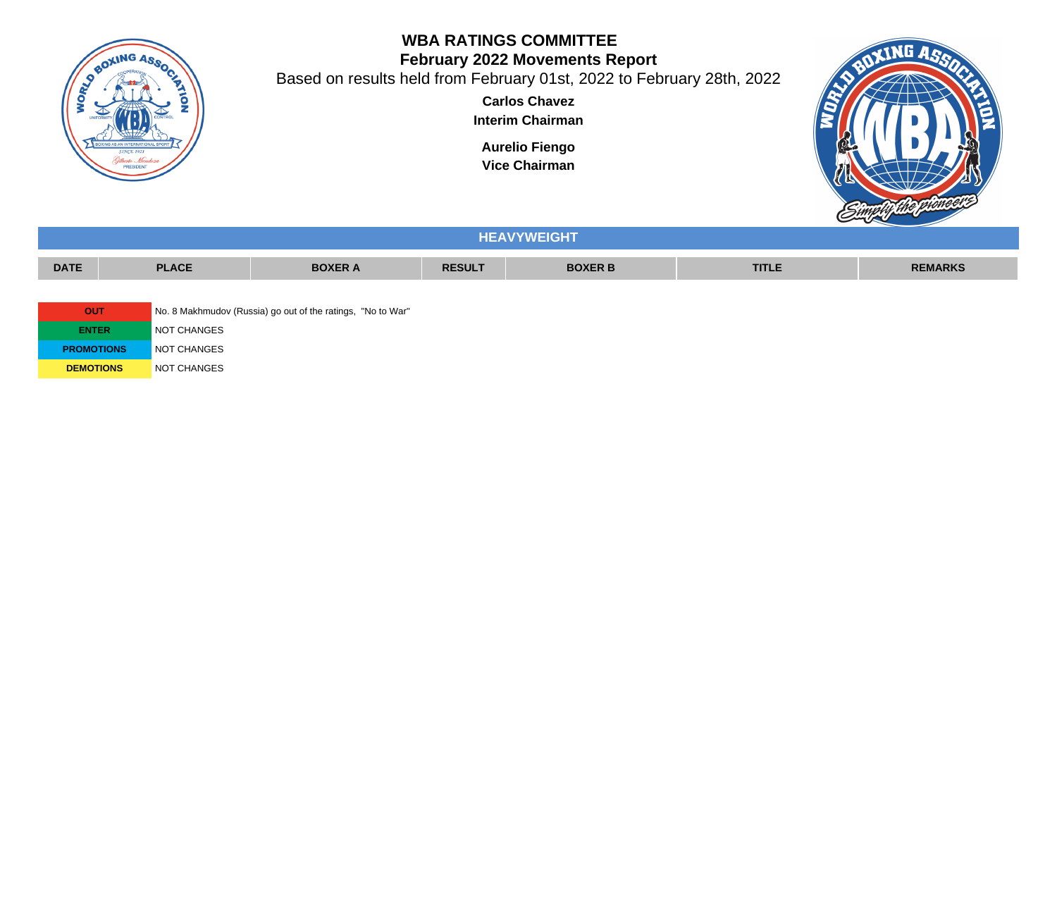# WBA RATINGS COMMITTEE

## February 2022 Movements Report

Based on results held from February 01st, 2022 to February 28th, 2022

**Carlos Chavez**
**Interim Chairman**

**Aurelio Fiengo**
**Vice Chairman**

## HEAVYWEIGHT

| DATE | PLACE | BOXER A | RESULT | BOXER B | TITLE | REMARKS |
|---|---|---|---|---|---|---|

| | |
|---|---|
| **OUT** | No. 8 Makhmudov (Russia) go out of the ratings, "No to War" |
| **ENTER** | NOT CHANGES |
| **PROMOTIONS** | NOT CHANGES |
| **DEMOTIONS** | NOT CHANGES |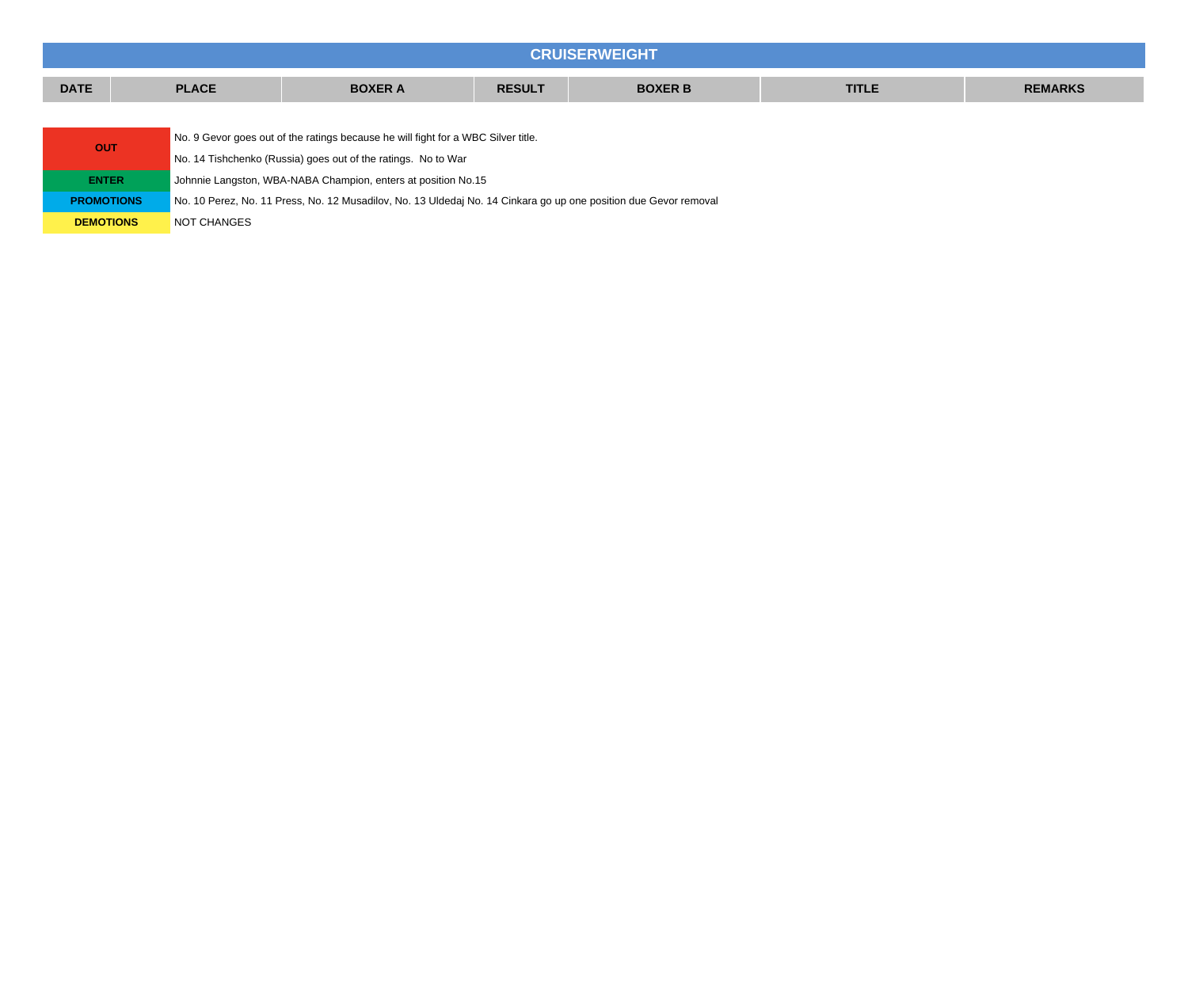# CRUISERWEIGHT

| DATE | PLACE | BOXER A | RESULT | BOXER B | TITLE | REMARKS |
|---|---|---|---|---|---|---|

| | |
|---|---|
| **OUT** | No. 9 Gevor goes out of the ratings because he will fight for a WBC Silver title. |
| | No. 14 Tishchenko (Russia) goes out of the ratings. No to War |
| **ENTER** | Johnnie Langston, WBA-NABA Champion, enters at position No.15 |
| **PROMOTIONS** | No. 10 Perez, No. 11 Press, No. 12 Musadilov, No. 13 Uldedaj No. 14 Cinkara go up one position due Gevor removal |
| **DEMOTIONS** | NOT CHANGES |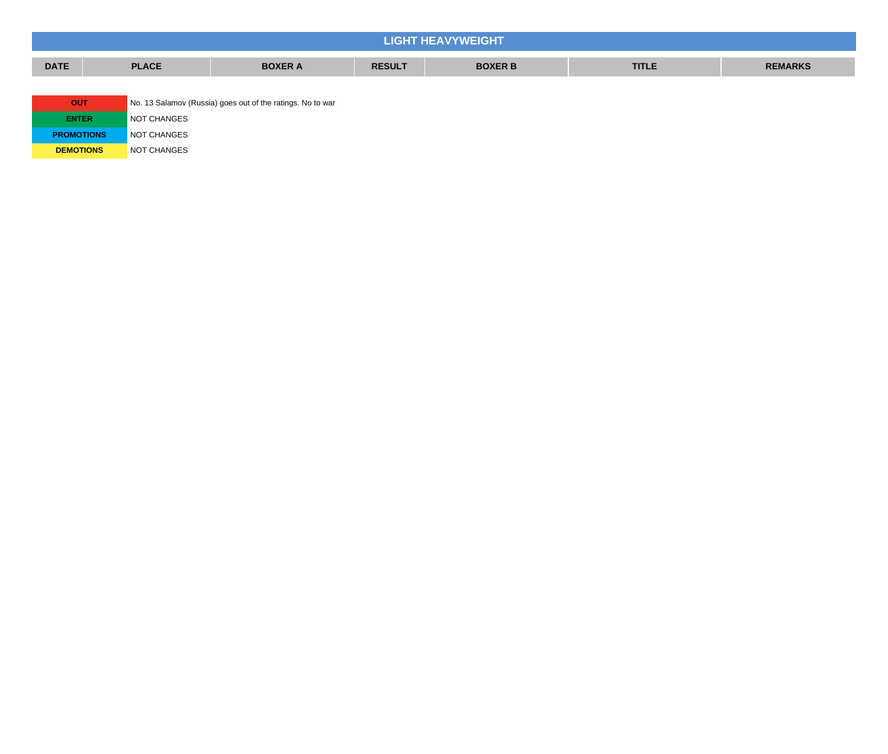## LIGHT HEAVYWEIGHT

| DATE | PLACE | BOXER A | RESULT | BOXER B | TITLE | REMARKS |
|---|---|---|---|---|---|---|

| | |
|---|---|
| **OUT** | No. 13 Salamov (Russia) goes out of the ratings. No to war |
| **ENTER** | NOT CHANGES |
| **PROMOTIONS** | NOT CHANGES |
| **DEMOTIONS** | NOT CHANGES |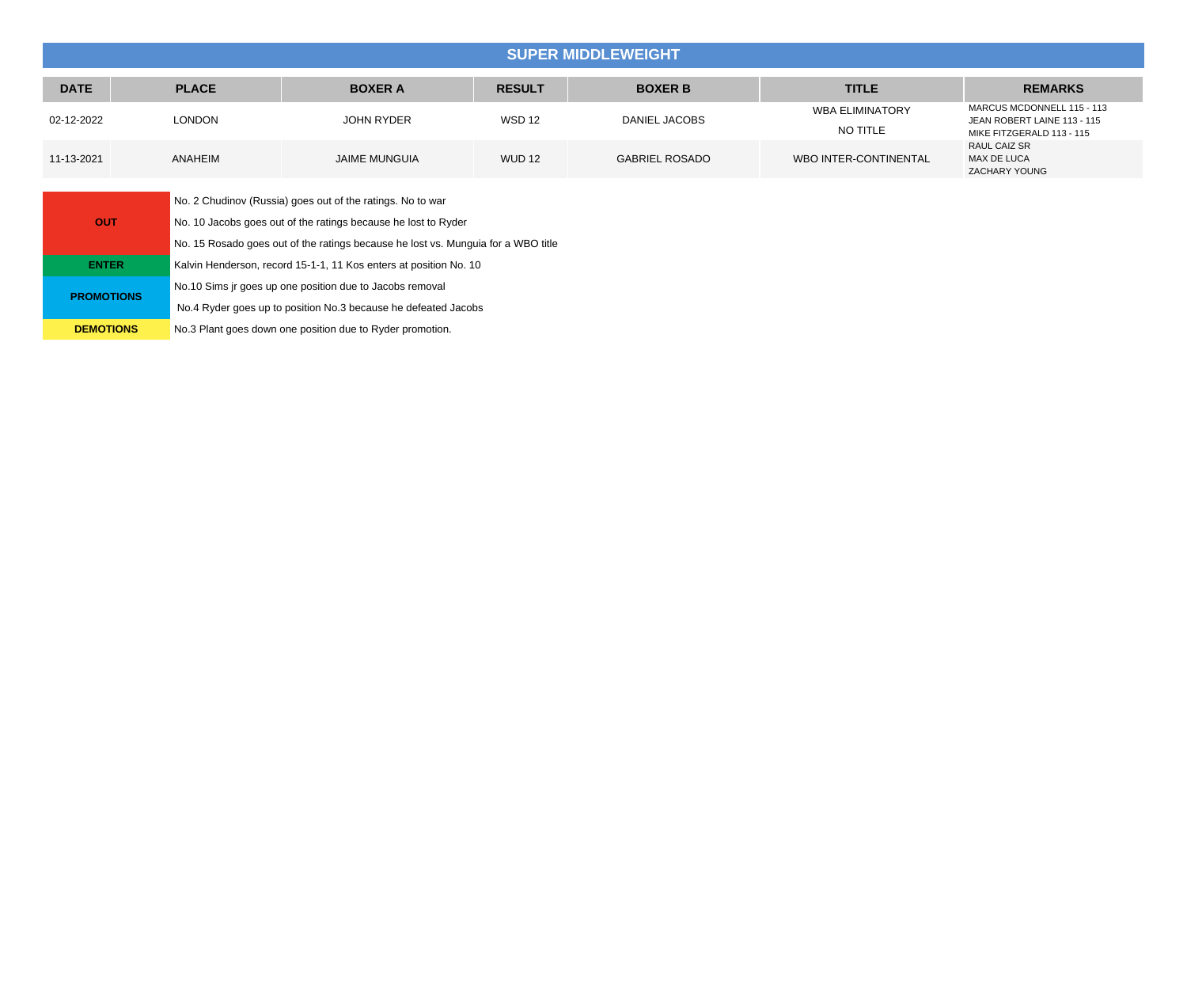## SUPER MIDDLEWEIGHT

| DATE | PLACE | BOXER A | RESULT | BOXER B | TITLE | REMARKS |
|---|---|---|---|---|---|---|
| 02-12-2022 | LONDON | JOHN RYDER | WSD 12 | DANIEL JACOBS | WBA ELIMINATORY<br>NO TITLE | MARCUS MCDONNELL 115 - 113<br>JEAN ROBERT LAINE 113 - 115<br>MIKE FITZGERALD 113 - 115 |
| 11-13-2021 | ANAHEIM | JAIME MUNGUIA | WUD 12 | GABRIEL ROSADO | WBO INTER-CONTINENTAL | RAUL CAIZ SR<br>MAX DE LUCA<br>ZACHARY YOUNG |

| | |
|---|---|
| **OUT** | No. 2 Chudinov (Russia) goes out of the ratings. No to war |
| | No. 10 Jacobs goes out of the ratings because he lost to Ryder |
| | No. 15 Rosado goes out of the ratings because he lost vs. Munguia for a WBO title |
| **ENTER** | Kalvin Henderson, record 15-1-1, 11 Kos enters at position No. 10 |
| **PROMOTIONS** | No.10 Sims jr goes up one position due to Jacobs removal |
| | No.4 Ryder goes up to position No.3 because he defeated Jacobs |
| **DEMOTIONS** | No.3 Plant goes down one position due to Ryder promotion. |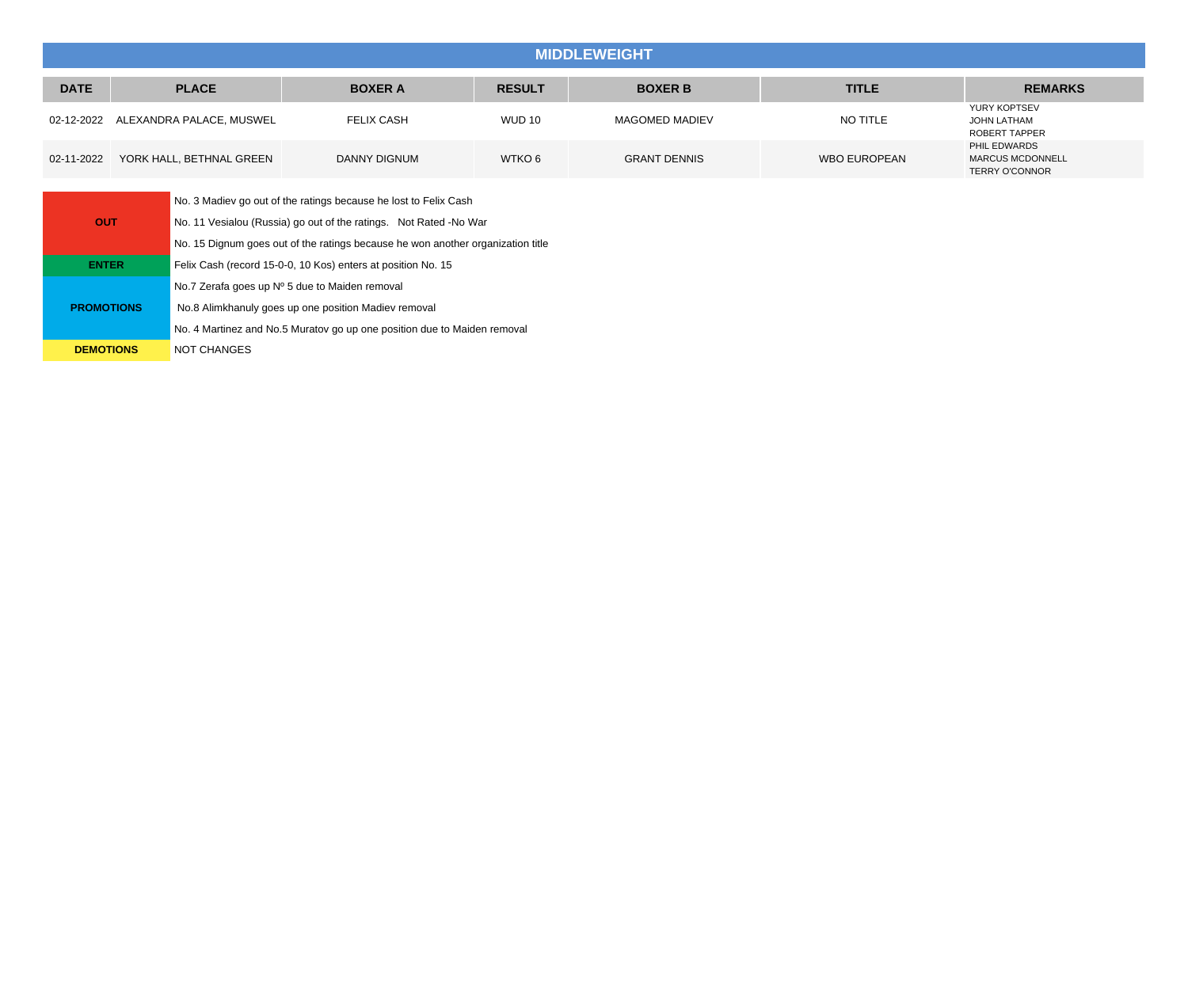# MIDDLEWEIGHT

| DATE | PLACE | BOXER A | RESULT | BOXER B | TITLE | REMARKS |
|---|---|---|---|---|---|---|
| 02-12-2022 | ALEXANDRA PALACE, MUSWEL | FELIX CASH | WUD 10 | MAGOMED MADIEV | NO TITLE | YURY KOPTSEV<br>JOHN LATHAM<br>ROBERT TAPPER |
| 02-11-2022 | YORK HALL, BETHNAL GREEN | DANNY DIGNUM | WTKO 6 | GRANT DENNIS | WBO EUROPEAN | PHIL EDWARDS<br>MARCUS MCDONNELL<br>TERRY O'CONNOR |

| | |
|---|---|
| **OUT** | No. 3 Madiev go out of the ratings because he lost to Felix Cash |
| | No. 11 Vesialou (Russia) go out of the ratings. Not Rated -No War |
| | No. 15 Dignum goes out of the ratings because he won another organization title |
| **ENTER** | Felix Cash (record 15-0-0, 10 Kos) enters at position No. 15 |
| **PROMOTIONS** | No.7 Zerafa goes up Nº 5 due to Maiden removal |
| | No.8 Alimkhanuly goes up one position Madiev removal |
| | No. 4 Martinez and No.5 Muratov go up one position due to Maiden removal |
| **DEMOTIONS** | NOT CHANGES |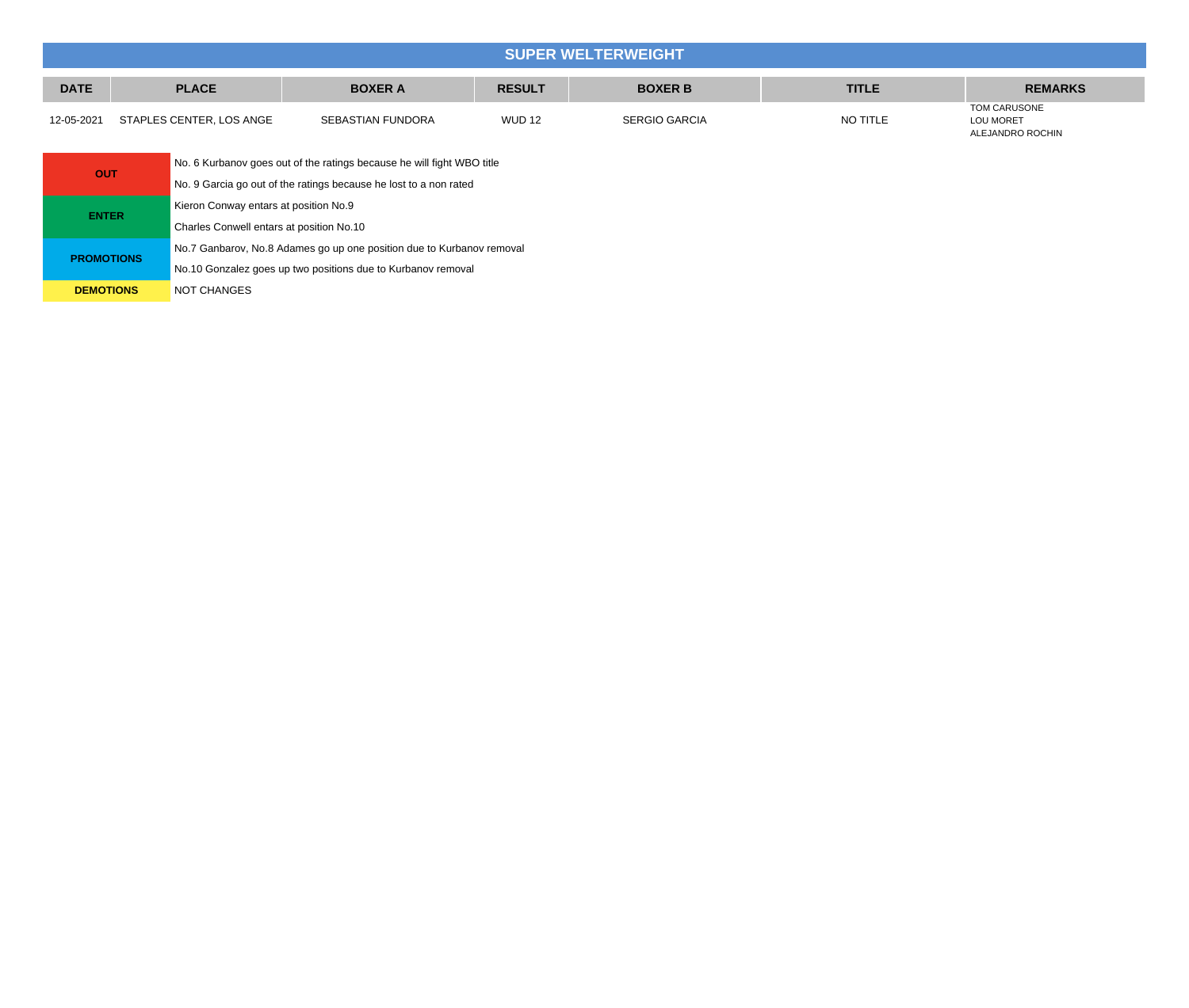## SUPER WELTERWEIGHT

| DATE | PLACE | BOXER A | RESULT | BOXER B | TITLE | REMARKS |
|---|---|---|---|---|---|---|
| 12-05-2021 | STAPLES CENTER, LOS ANGE | SEBASTIAN FUNDORA | WUD 12 | SERGIO GARCIA | NO TITLE | TOM CARUSONE LOU MORET ALEJANDRO ROCHIN |

| | |
|---|---|
| **OUT** | No. 6 Kurbanov goes out of the ratings because he will fight WBO title |
| | No. 9 Garcia go out of the ratings because he lost to a non rated |
| **ENTER** | Kieron Conway entars at position No.9 |
| | Charles Conwell entars at position No.10 |
| **PROMOTIONS** | No.7 Ganbarov, No.8 Adames go up one position due to Kurbanov removal |
| | No.10 Gonzalez goes up two positions due to Kurbanov removal |
| **DEMOTIONS** | NOT CHANGES |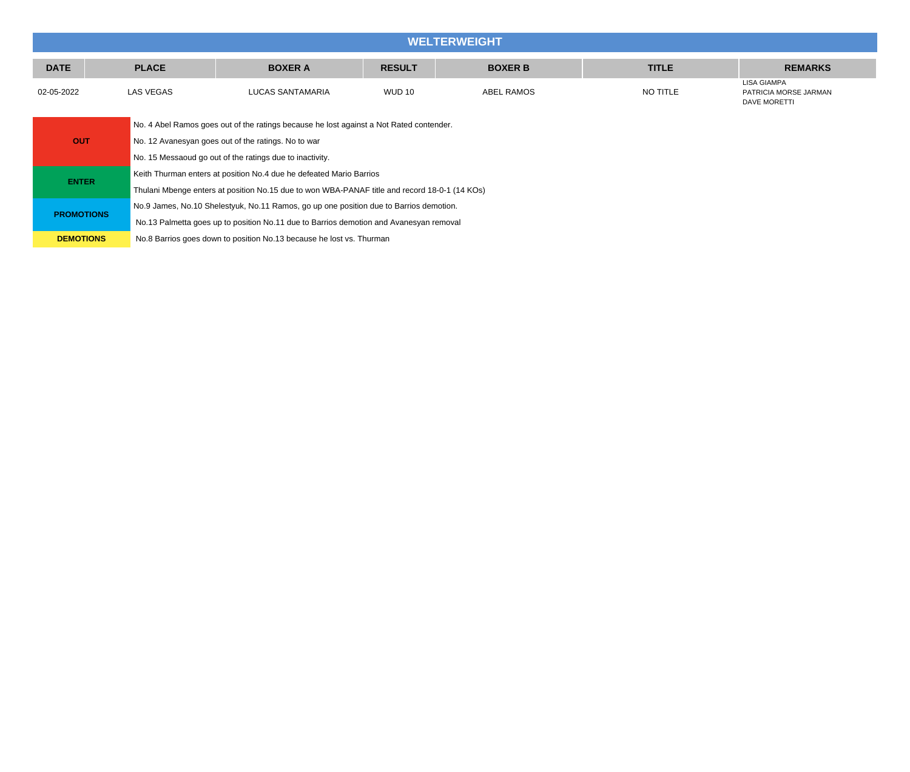## WELTERWEIGHT

| DATE | PLACE | BOXER A | RESULT | BOXER B | TITLE | REMARKS |
| --- | --- | --- | --- | --- | --- | --- |
| 02-05-2022 | LAS VEGAS | LUCAS SANTAMARIA | WUD 10 | ABEL RAMOS | NO TITLE | LISA GIAMPA<br>PATRICIA MORSE JARMAN<br>DAVE MORETTI |

| | |
| --- | --- |
| **OUT** | No. 4 Abel Ramos goes out of the ratings because he lost against a Not Rated contender. |
| | No. 12 Avanesyan goes out of the ratings. No to war |
| | No. 15 Messaoud go out of the ratings due to inactivity. |
| **ENTER** | Keith Thurman enters at position No.4 due he defeated Mario Barrios |
| | Thulani Mbenge enters at position No.15 due to won WBA-PANAF title and record 18-0-1 (14 KOs) |
| **PROMOTIONS** | No.9 James, No.10 Shelestyuk, No.11 Ramos, go up one position due to Barrios demotion. |
| | No.13 Palmetta goes up to position No.11 due to Barrios demotion and Avanesyan removal |
| **DEMOTIONS** | No.8 Barrios goes down to position No.13 because he lost vs. Thurman |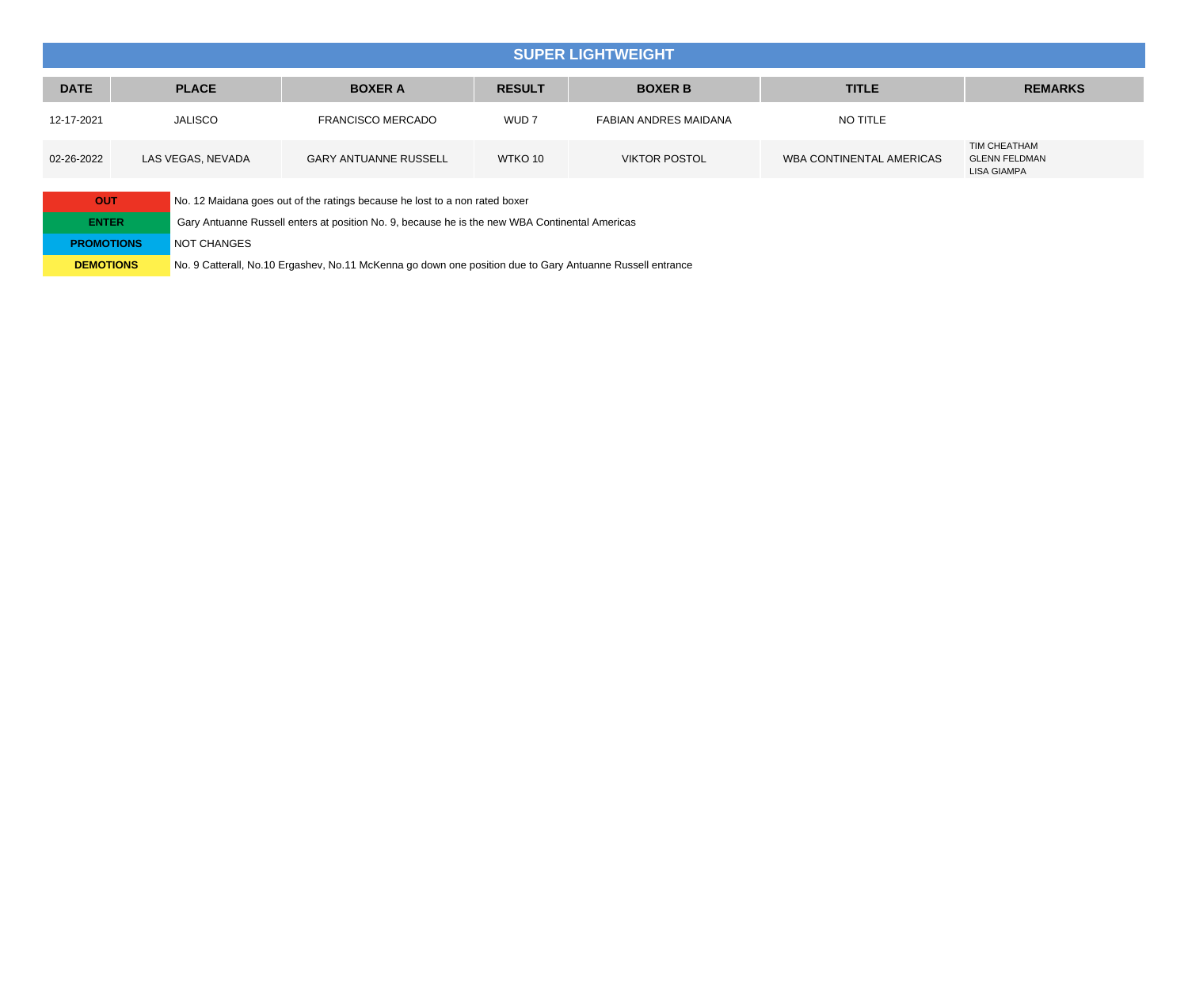## SUPER LIGHTWEIGHT

| DATE | PLACE | BOXER A | RESULT | BOXER B | TITLE | REMARKS |
|---|---|---|---|---|---|---|
| 12-17-2021 | JALISCO | FRANCISCO MERCADO | WUD 7 | FABIAN ANDRES MAIDANA | NO TITLE | |
| 02-26-2022 | LAS VEGAS, NEVADA | GARY ANTUANNE RUSSELL | WTKO 10 | VIKTOR POSTOL | WBA CONTINENTAL AMERICAS | TIM CHEATHAM<br>GLENN FELDMAN<br>LISA GIAMPA |

| | |
|---|---|
| **OUT** | No. 12 Maidana goes out of the ratings because he lost to a non rated boxer |
| **ENTER** | Gary Antuanne Russell enters at position No. 9, because he is the new WBA Continental Americas |
| **PROMOTIONS** | NOT CHANGES |
| **DEMOTIONS** | No. 9 Catterall, No.10 Ergashev, No.11 McKenna go down one position due to Gary Antuanne Russell entrance |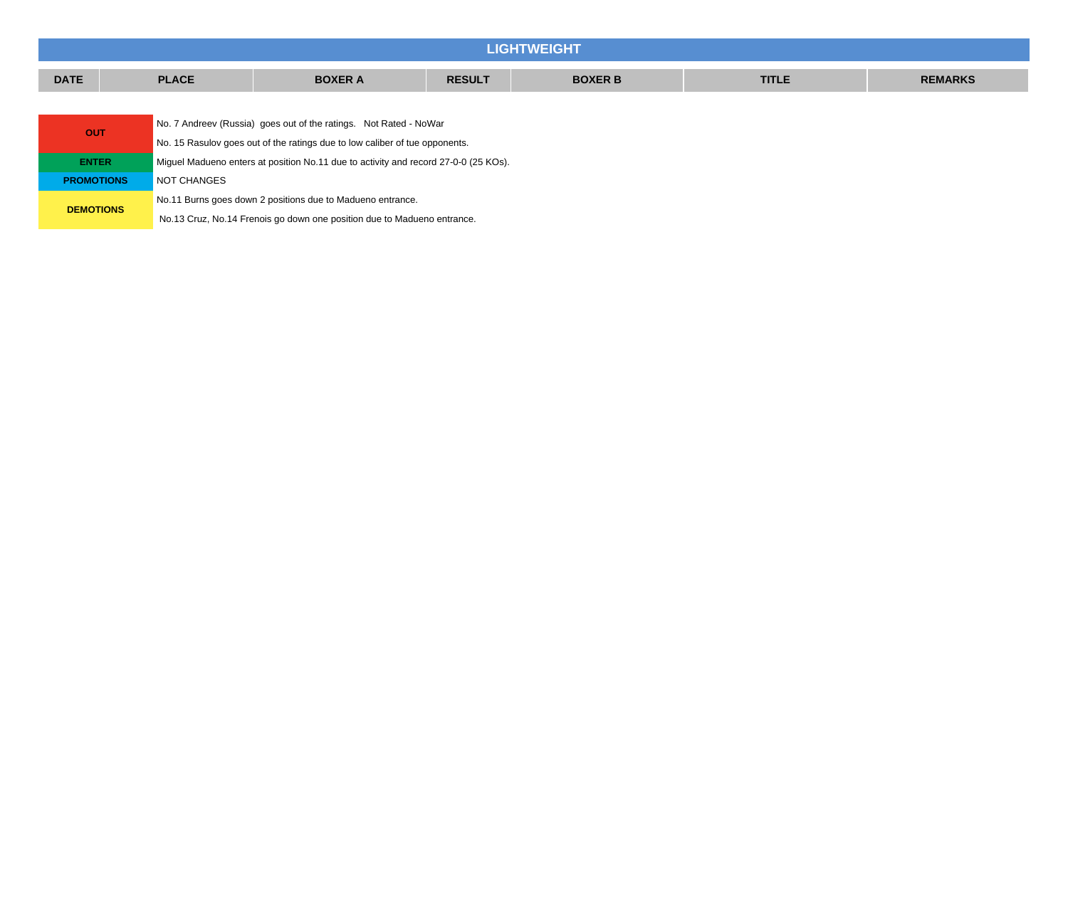## LIGHTWEIGHT

| DATE | PLACE | BOXER A | RESULT | BOXER B | TITLE | REMARKS |
|---|---|---|---|---|---|---|

| | |
|---|---|
| **OUT** | No. 7 Andreev (Russia) goes out of the ratings. Not Rated - NoWar |
| | No. 15 Rasulov goes out of the ratings due to low caliber of tue opponents. |
| **ENTER** | Miguel Madueno enters at position No.11 due to activity and record 27-0-0 (25 KOs). |
| **PROMOTIONS** | NOT CHANGES |
| **DEMOTIONS** | No.11 Burns goes down 2 positions due to Madueno entrance. |
| | No.13 Cruz, No.14 Frenois go down one position due to Madueno entrance. |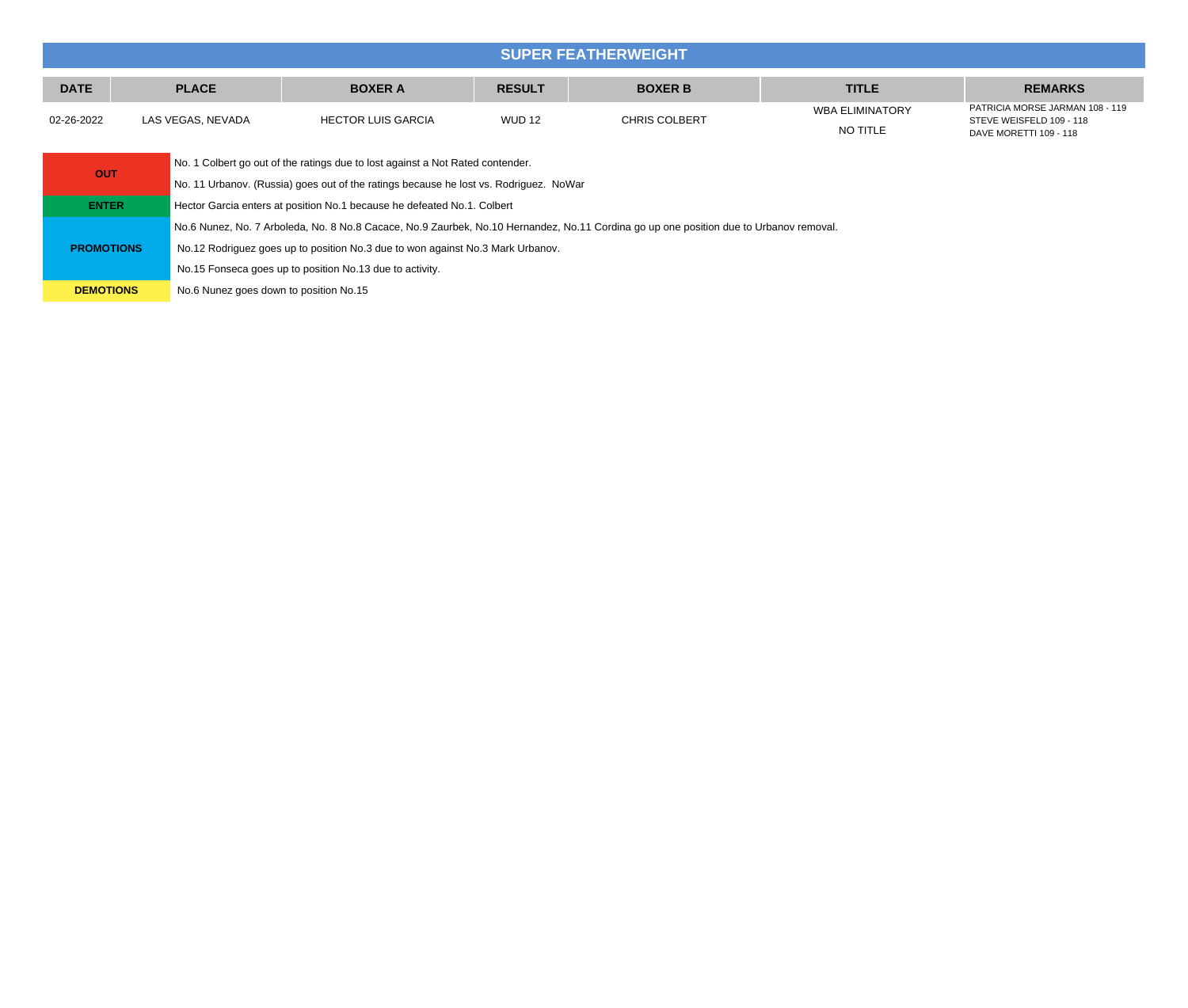## SUPER FEATHERWEIGHT

| DATE | PLACE | BOXER A | RESULT | BOXER B | TITLE | REMARKS |
|---|---|---|---|---|---|---|
| 02-26-2022 | LAS VEGAS, NEVADA | HECTOR LUIS GARCIA | WUD 12 | CHRIS COLBERT | WBA ELIMINATORY<br>NO TITLE | PATRICIA MORSE JARMAN 108 - 119<br>STEVE WEISFELD 109 - 118<br>DAVE MORETTI 109 - 118 |

| | |
|---|---|
| **OUT** | No. 1 Colbert go out of the ratings due to lost against a Not Rated contender. |
| | No. 11 Urbanov. (Russia) goes out of the ratings because he lost vs. Rodriguez. NoWar |
| **ENTER** | Hector Garcia enters at position No.1 because he defeated No.1. Colbert |
| **PROMOTIONS** | No.6 Nunez, No. 7 Arboleda, No. 8 No.8 Cacace, No.9 Zaurbek, No.10 Hernandez, No.11 Cordina go up one position due to Urbanov removal. |
| | No.12 Rodriguez goes up to position No.3 due to won against No.3 Mark Urbanov. |
| | No.15 Fonseca goes up to position No.13 due to activity. |
| **DEMOTIONS** | No.6 Nunez goes down to position No.15 |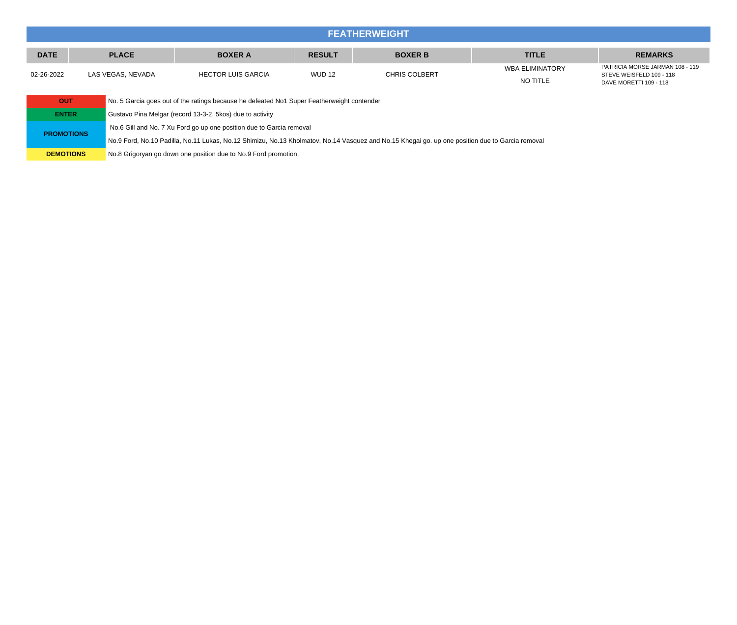## FEATHERWEIGHT

| DATE | PLACE | BOXER A | RESULT | BOXER B | TITLE | REMARKS |
|---|---|---|---|---|---|---|
| 02-26-2022 | LAS VEGAS, NEVADA | HECTOR LUIS GARCIA | WUD 12 | CHRIS COLBERT | WBA ELIMINATORY<br>NO TITLE | PATRICIA MORSE JARMAN 108 - 119<br>STEVE WEISFELD 109 - 118<br>DAVE MORETTI 109 - 118 |

| | |
|---|---|
| **OUT** | No. 5 Garcia goes out of the ratings because he defeated No1 Super Featherweight contender |
| **ENTER** | Gustavo Pina Melgar (record 13-3-2, 5kos) due to activity |
| **PROMOTIONS** | No.6 Gill and No. 7 Xu Ford go up one position due to Garcia removal<br>No.9 Ford, No.10 Padilla, No.11 Lukas, No.12 Shimizu, No.13 Kholmatov, No.14 Vasquez and No.15 Khegai go. up one position due to Garcia removal |
| **DEMOTIONS** | No.8 Grigoryan go down one position due to No.9 Ford promotion. |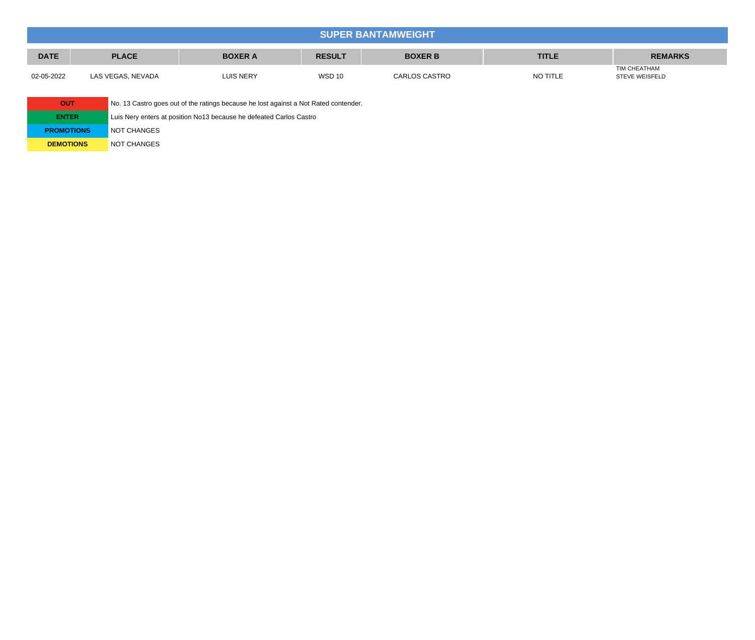## SUPER BANTAMWEIGHT

| DATE | PLACE | BOXER A | RESULT | BOXER B | TITLE | REMARKS |
|---|---|---|---|---|---|---|
| 02-05-2022 | LAS VEGAS, NEVADA | LUIS NERY | WSD 10 | CARLOS CASTRO | NO TITLE | TIM CHEATHAM STEVE WEISFELD |

| | |
|---|---|
| **OUT** | No. 13 Castro goes out of the ratings because he lost against a Not Rated contender. |
| **ENTER** | Luis Nery enters at position No13 because he defeated Carlos Castro |
| **PROMOTIONS** | NOT CHANGES |
| **DEMOTIONS** | NOT CHANGES |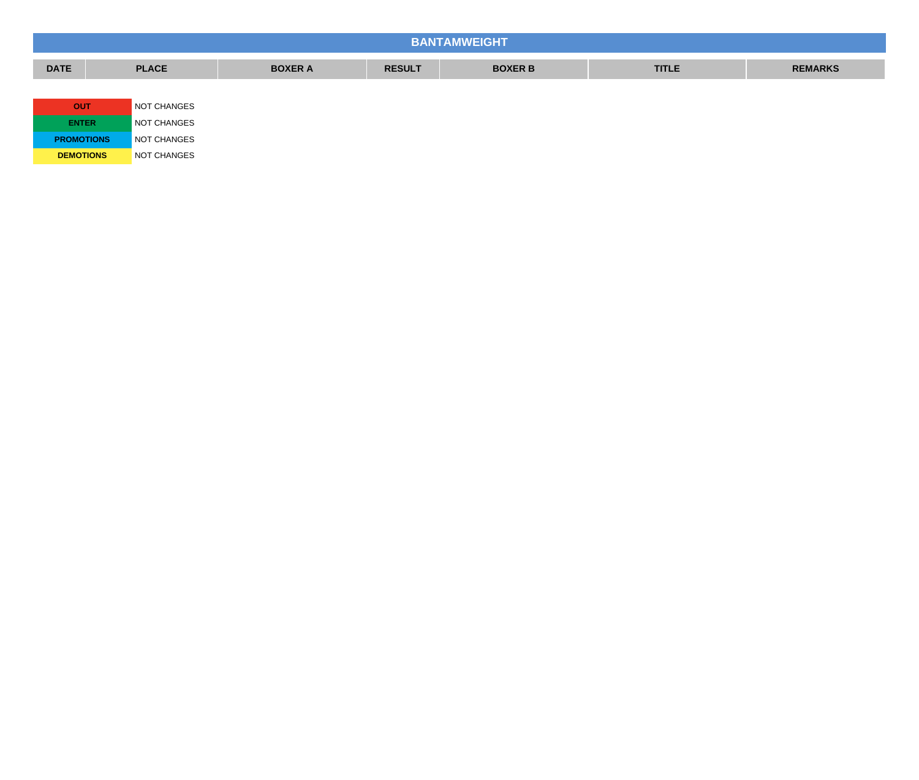## BANTAMWEIGHT

| DATE | PLACE | BOXER A | RESULT | BOXER B | TITLE | REMARKS |
|---|---|---|---|---|---|---|

| | |
|---|---|
| **OUT** | NOT CHANGES |
| **ENTER** | NOT CHANGES |
| **PROMOTIONS** | NOT CHANGES |
| **DEMOTIONS** | NOT CHANGES |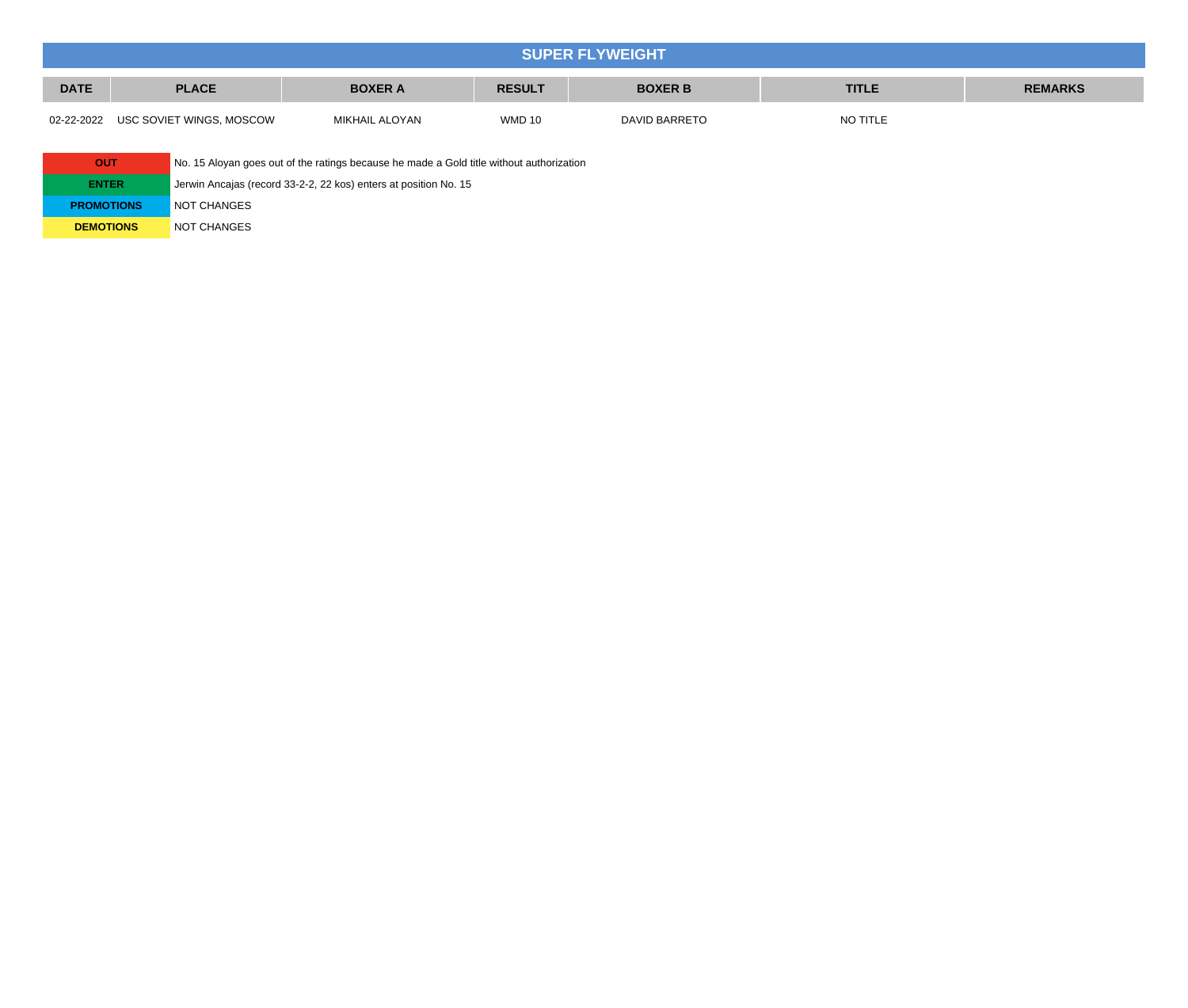## SUPER FLYWEIGHT

| DATE | PLACE | BOXER A | RESULT | BOXER B | TITLE | REMARKS |
|---|---|---|---|---|---|---|
| 02-22-2022 | USC SOVIET WINGS, MOSCOW | MIKHAIL ALOYAN | WMD 10 | DAVID BARRETO | NO TITLE | |

| | |
|---|---|
| **OUT** | No. 15 Aloyan goes out of the ratings because he made a Gold title without authorization |
| **ENTER** | Jerwin Ancajas (record 33-2-2, 22 kos) enters at position No. 15 |
| **PROMOTIONS** | NOT CHANGES |
| **DEMOTIONS** | NOT CHANGES |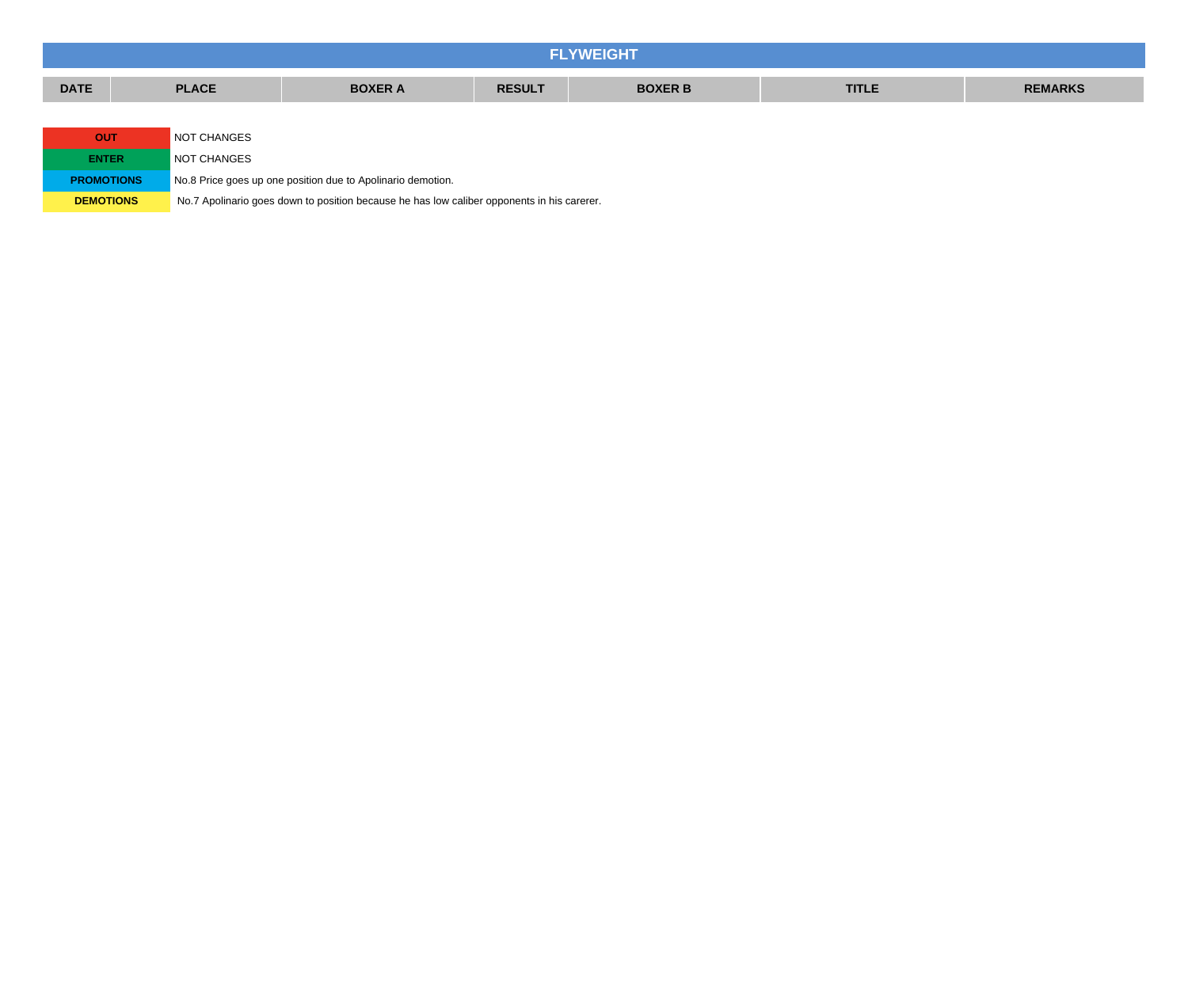## FLYWEIGHT

| DATE | PLACE | BOXER A | RESULT | BOXER B | TITLE | REMARKS |
|---|---|---|---|---|---|---|

| | |
|---|---|
| **OUT** | NOT CHANGES |
| **ENTER** | NOT CHANGES |
| **PROMOTIONS** | No.8 Price goes up one position due to Apolinario demotion. |
| **DEMOTIONS** | No.7 Apolinario goes down to position because he has low caliber opponents in his carerer. |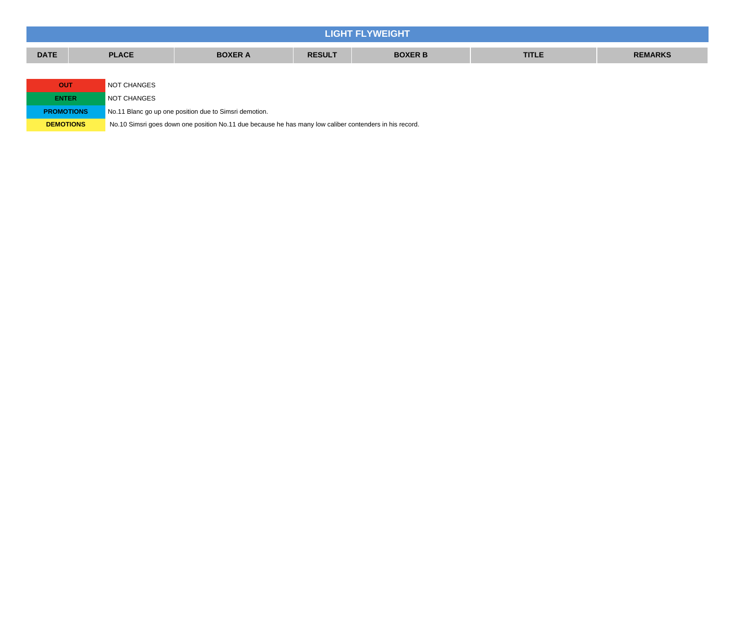## LIGHT FLYWEIGHT

| DATE | PLACE | BOXER A | RESULT | BOXER B | TITLE | REMARKS |
| --- | --- | --- | --- | --- | --- | --- |

| | |
| --- | --- |
| **OUT** | NOT CHANGES |
| **ENTER** | NOT CHANGES |
| **PROMOTIONS** | No.11 Blanc go up one position due to Simsri demotion. |
| **DEMOTIONS** | No.10 Simsri goes down one position No.11 due because he has many low caliber contenders in his record. |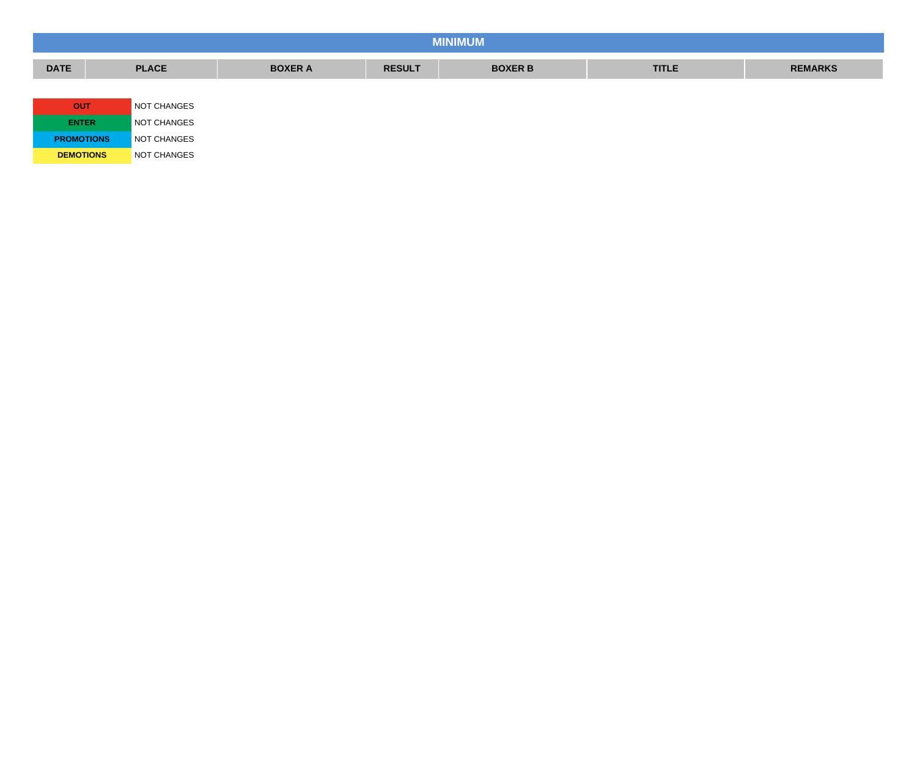## MINIMUM

| DATE | PLACE | BOXER A | RESULT | BOXER B | TITLE | REMARKS |
|---|---|---|---|---|---|---|

| | |
|---|---|
| **OUT** | NOT CHANGES |
| **ENTER** | NOT CHANGES |
| **PROMOTIONS** | NOT CHANGES |
| **DEMOTIONS** | NOT CHANGES |